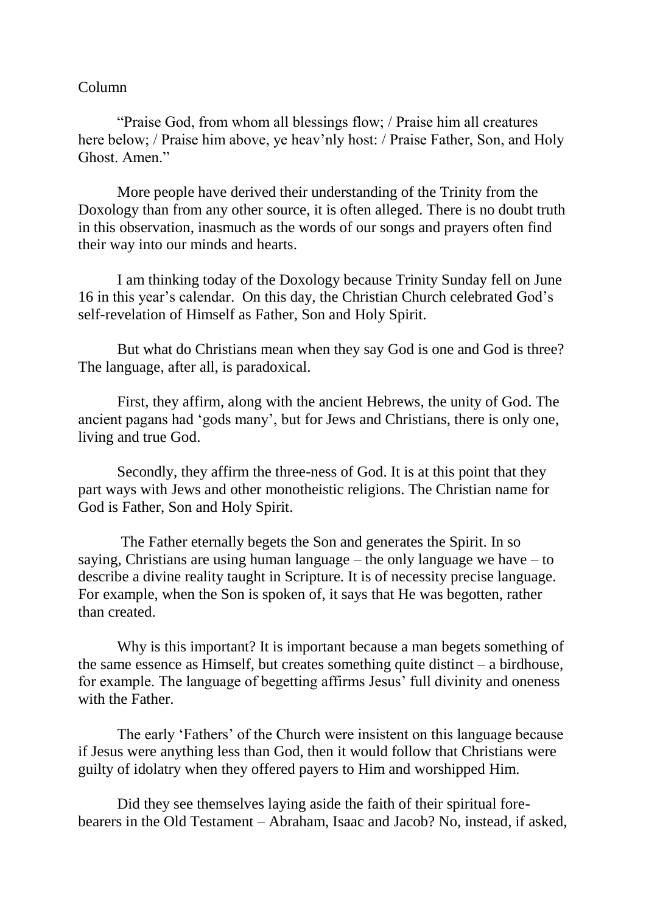Column

"Praise God, from whom all blessings flow; / Praise him all creatures here below; / Praise him above, ye heav'nly host: / Praise Father, Son, and Holy Ghost. Amen."

More people have derived their understanding of the Trinity from the Doxology than from any other source, it is often alleged. There is no doubt truth in this observation, inasmuch as the words of our songs and prayers often find their way into our minds and hearts.

I am thinking today of the Doxology because Trinity Sunday fell on June 16 in this year's calendar. On this day, the Christian Church celebrated God's self-revelation of Himself as Father, Son and Holy Spirit.

But what do Christians mean when they say God is one and God is three? The language, after all, is paradoxical.

First, they affirm, along with the ancient Hebrews, the unity of God. The ancient pagans had 'gods many', but for Jews and Christians, there is only one, living and true God.

Secondly, they affirm the three-ness of God. It is at this point that they part ways with Jews and other monotheistic religions. The Christian name for God is Father, Son and Holy Spirit.

The Father eternally begets the Son and generates the Spirit. In so saying, Christians are using human language – the only language we have – to describe a divine reality taught in Scripture. It is of necessity precise language. For example, when the Son is spoken of, it says that He was begotten, rather than created.

Why is this important? It is important because a man begets something of the same essence as Himself, but creates something quite distinct – a birdhouse, for example. The language of begetting affirms Jesus' full divinity and oneness with the Father.

The early 'Fathers' of the Church were insistent on this language because if Jesus were anything less than God, then it would follow that Christians were guilty of idolatry when they offered payers to Him and worshipped Him.

Did they see themselves laying aside the faith of their spiritual fore-bearers in the Old Testament – Abraham, Isaac and Jacob? No, instead, if asked,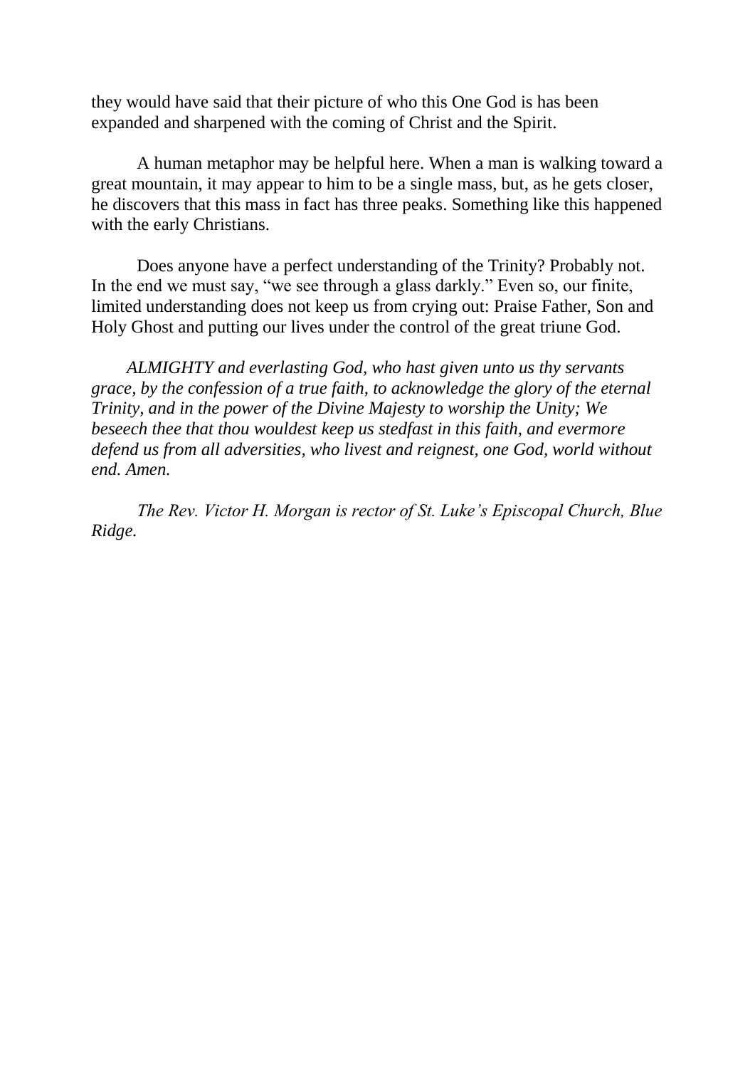they would have said that their picture of who this One God is has been expanded and sharpened with the coming of Christ and the Spirit.

A human metaphor may be helpful here. When a man is walking toward a great mountain, it may appear to him to be a single mass, but, as he gets closer, he discovers that this mass in fact has three peaks. Something like this happened with the early Christians.

Does anyone have a perfect understanding of the Trinity? Probably not. In the end we must say, "we see through a glass darkly." Even so, our finite, limited understanding does not keep us from crying out: Praise Father, Son and Holy Ghost and putting our lives under the control of the great triune God.

*ALMIGHTY and everlasting God, who hast given unto us thy servants grace, by the confession of a true faith, to acknowledge the glory of the eternal Trinity, and in the power of the Divine Majesty to worship the Unity; We beseech thee that thou wouldest keep us stedfast in this faith, and evermore defend us from all adversities, who livest and reignest, one God, world without end. Amen.*

*The Rev. Victor H. Morgan is rector of St. Luke's Episcopal Church, Blue Ridge.*